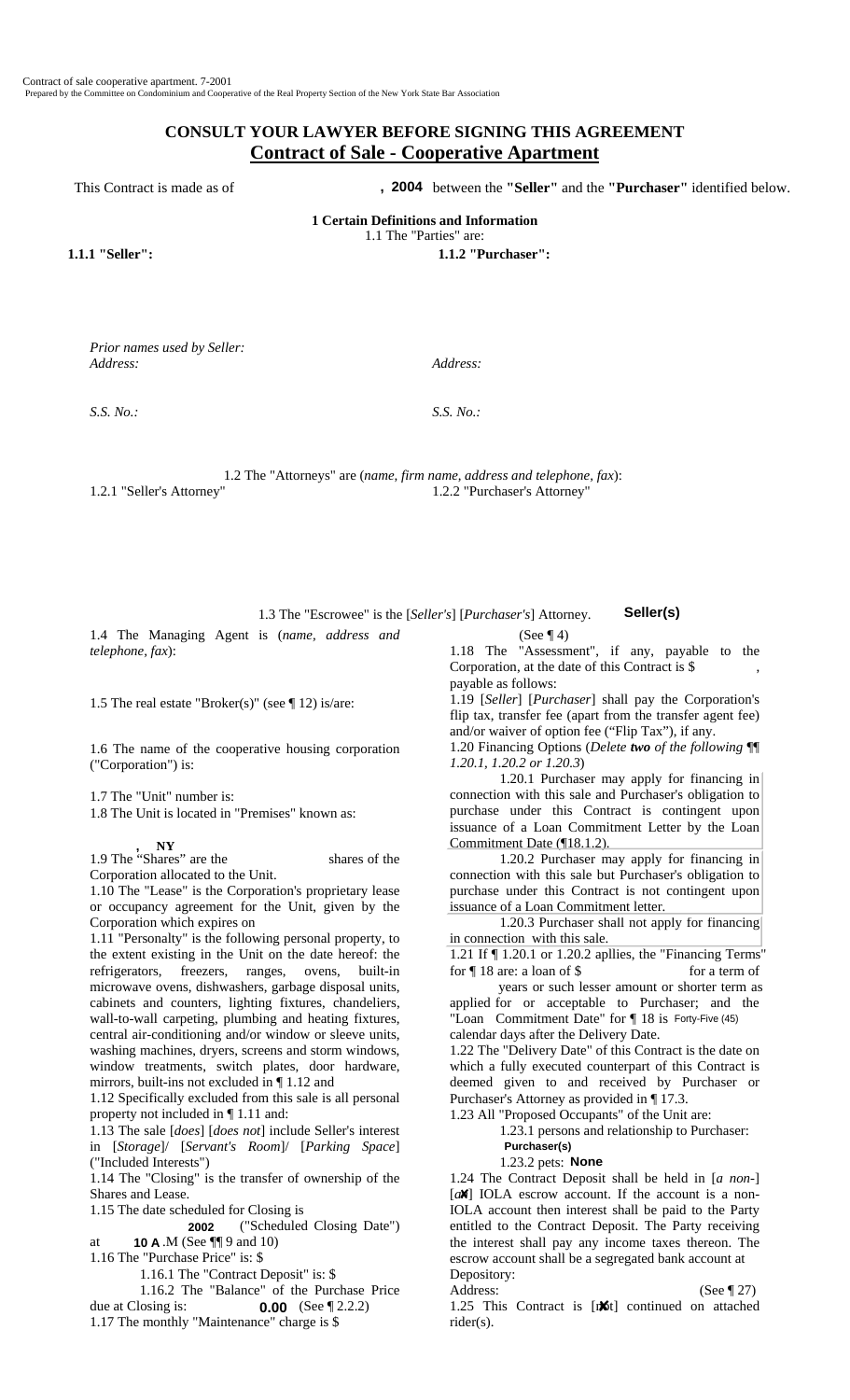Contract of sale cooperative apartment. 7-2001
Prepared by the Committee on Condominium and Cooperative of the Real Property Section of the New York State Bar Association

## CONSULT YOUR LAWYER BEFORE SIGNING THIS AGREEMENT
## Contract of Sale - Cooperative Apartment

This Contract is made as of , **2004** between the **"Seller"** and the **"Purchaser"** identified below.

### 1 Certain Definitions and Information

1.1 The "Parties" are:

**1.1.1 "Seller":**

*Prior names used by Seller:*
*Address:*

*S.S. No.:*

**1.1.2 "Purchaser":**

*Address:*

*S.S. No.:*

1.2 The "Attorneys" are (*name, firm name, address and telephone, fax*):

1.2.1 "Seller's Attorney"

1.2.2 "Purchaser's Attorney"

1.3 The "Escrowee" is the [*Seller's*] [*Purchaser's*] Attorney. **Seller(s)**

1.4 The Managing Agent is (*name, address and telephone, fax*):

1.5 The real estate "Broker(s)" (see ¶ 12) is/are:

1.6 The name of the cooperative housing corporation ("Corporation") is:

1.7 The "Unit" number is:

1.8 The Unit is located in "Premises" known as:

**, NY**

1.9 The "Shares" are the shares of the Corporation allocated to the Unit.

1.10 The "Lease" is the Corporation's proprietary lease or occupancy agreement for the Unit, given by the Corporation which expires on

1.11 "Personalty" is the following personal property, to the extent existing in the Unit on the date hereof: the refrigerators, freezers, ranges, ovens, built-in microwave ovens, dishwashers, garbage disposal units, cabinets and counters, lighting fixtures, chandeliers, wall-to-wall carpeting, plumbing and heating fixtures, central air-conditioning and/or window or sleeve units, washing machines, dryers, screens and storm windows, window treatments, switch plates, door hardware, mirrors, built-ins not excluded in ¶ 1.12 and

1.12 Specifically excluded from this sale is all personal property not included in ¶ 1.11 and:

1.13 The sale [*does*] [*does not*] include Seller's interest in [*Storage*]/ [*Servant's Room*]/ [*Parking Space*] ("Included Interests")

1.14 The "Closing" is the transfer of ownership of the Shares and Lease.

1.15 The date scheduled for Closing is **2002** ("Scheduled Closing Date") at **10 A** .M (See ¶¶ 9 and 10)

1.16 The "Purchase Price" is: $

1.16.1 The "Contract Deposit" is: $

1.16.2 The "Balance" of the Purchase Price due at Closing is: **0.00** (See ¶ 2.2.2)

1.17 The monthly "Maintenance" charge is $ (See ¶ 4)

1.18 The "Assessment", if any, payable to the Corporation, at the date of this Contract is $ , payable as follows:

1.19 [*Seller*] [*Purchaser*] shall pay the Corporation's flip tax, transfer fee (apart from the transfer agent fee) and/or waiver of option fee ("Flip Tax"), if any.

1.20 Financing Options (*Delete **two** of the following ¶¶ 1.20.1, 1.20.2 or 1.20.3*)

~~1.20.1 Purchaser may apply for financing in connection with this sale and Purchaser's obligation to purchase under this Contract is contingent upon issuance of a Loan Commitment Letter by the Loan Commitment Date (¶18.1.2).~~

~~1.20.2 Purchaser may apply for financing in connection with this sale but Purchaser's obligation to purchase under this Contract is not contingent upon issuance of a Loan Commitment letter.~~

1.20.3 Purchaser shall not apply for financing in connection with this sale.

1.21 If ¶ 1.20.1 or 1.20.2 apllies, the "Financing Terms" for ¶ 18 are: a loan of $ for a term of years or such lesser amount or shorter term as applied for or acceptable to Purchaser; and the "Loan Commitment Date" for ¶ 18 is Forty-Five (45) calendar days after the Delivery Date.

1.22 The "Delivery Date" of this Contract is the date on which a fully executed counterpart of this Contract is deemed given to and received by Purchaser or Purchaser's Attorney as provided in ¶ 17.3.

1.23 All "Proposed Occupants" of the Unit are:

1.23.1 persons and relationship to Purchaser: **Purchaser(s)**

1.23.2 pets: **None**

1.24 The Contract Deposit shall be held in [*a non-*] [*a*✘] IOLA escrow account. If the account is a non-IOLA account then interest shall be paid to the Party entitled to the Contract Deposit. The Party receiving the interest shall pay any income taxes thereon. The escrow account shall be a segregated bank account at Depository:

Address: (See ¶ 27)

1.25 This Contract is [n✘t] continued on attached rider(s).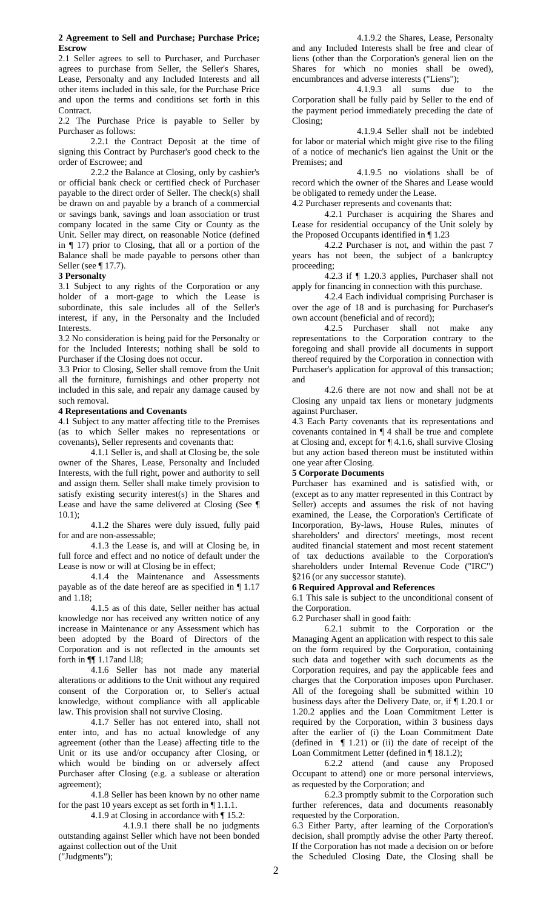**2 Agreement to Sell and Purchase; Purchase Price; Escrow**

2.1 Seller agrees to sell to Purchaser, and Purchaser agrees to purchase from Seller, the Seller's Shares, Lease, Personalty and any Included Interests and all other items included in this sale, for the Purchase Price and upon the terms and conditions set forth in this Contract.

2.2 The Purchase Price is payable to Seller by Purchaser as follows:

2.2.1 the Contract Deposit at the time of signing this Contract by Purchaser's good check to the order of Escrowee; and

2.2.2 the Balance at Closing, only by cashier's or official bank check or certified check of Purchaser payable to the direct order of Seller. The check(s) shall be drawn on and payable by a branch of a commercial or savings bank, savings and loan association or trust company located in the same City or County as the Unit. Seller may direct, on reasonable Notice (defined in ¶ 17) prior to Closing, that all or a portion of the Balance shall be made payable to persons other than Seller (see ¶ 17.7).

**3 Personalty**

3.1 Subject to any rights of the Corporation or any holder of a mort-gage to which the Lease is subordinate, this sale includes all of the Seller's interest, if any, in the Personalty and the Included Interests.

3.2 No consideration is being paid for the Personalty or for the Included Interests; nothing shall be sold to Purchaser if the Closing does not occur.

3.3 Prior to Closing, Seller shall remove from the Unit all the furniture, furnishings and other property not included in this sale, and repair any damage caused by such removal.

**4 Representations and Covenants**

4.1 Subject to any matter affecting title to the Premises (as to which Seller makes no representations or covenants), Seller represents and covenants that:

4.1.1 Seller is, and shall at Closing be, the sole owner of the Shares, Lease, Personalty and Included Interests, with the full right, power and authority to sell and assign them. Seller shall make timely provision to satisfy existing security interest(s) in the Shares and Lease and have the same delivered at Closing (See ¶ 10.1);

4.1.2 the Shares were duly issued, fully paid for and are non-assessable;

4.1.3 the Lease is, and will at Closing be, in full force and effect and no notice of default under the Lease is now or will at Closing be in effect;

4.1.4 the Maintenance and Assessments payable as of the date hereof are as specified in ¶ 1.17 and 1.18;

4.1.5 as of this date, Seller neither has actual knowledge nor has received any written notice of any increase in Maintenance or any Assessment which has been adopted by the Board of Directors of the Corporation and is not reflected in the amounts set forth in ¶¶ 1.17and l.l8;

4.1.6 Seller has not made any material alterations or additions to the Unit without any required consent of the Corporation or, to Seller's actual knowledge, without compliance with all applicable law. This provision shall not survive Closing.

4.1.7 Seller has not entered into, shall not enter into, and has no actual knowledge of any agreement (other than the Lease) affecting title to the Unit or its use and/or occupancy after Closing, or which would be binding on or adversely affect Purchaser after Closing (e.g. a sublease or alteration agreement);

4.1.8 Seller has been known by no other name for the past 10 years except as set forth in ¶ 1.1.1.

4.1.9 at Closing in accordance with ¶ 15.2:

4.1.9.1 there shall be no judgments outstanding against Seller which have not been bonded against collection out of the Unit ("Judgments");

4.1.9.2 the Shares, Lease, Personalty and any Included Interests shall be free and clear of liens (other than the Corporation's general lien on the Shares for which no monies shall be owed), encumbrances and adverse interests ("Liens");

4.1.9.3 all sums due to the Corporation shall be fully paid by Seller to the end of the payment period immediately preceding the date of Closing;

4.1.9.4 Seller shall not be indebted for labor or material which might give rise to the filing of a notice of mechanic's lien against the Unit or the Premises; and

4.1.9.5 no violations shall be of record which the owner of the Shares and Lease would be obligated to remedy under the Lease.

4.2 Purchaser represents and covenants that:

4.2.1 Purchaser is acquiring the Shares and Lease for residential occupancy of the Unit solely by the Proposed Occupants identified in ¶ 1.23

4.2.2 Purchaser is not, and within the past 7 years has not been, the subject of a bankruptcy proceeding;

4.2.3 if ¶ 1.20.3 applies, Purchaser shall not apply for financing in connection with this purchase.

4.2.4 Each individual comprising Purchaser is over the age of 18 and is purchasing for Purchaser's own account (beneficial and of record);

4.2.5 Purchaser shall not make any representations to the Corporation contrary to the foregoing and shall provide all documents in support thereof required by the Corporation in connection with Purchaser's application for approval of this transaction; and

4.2.6 there are not now and shall not be at Closing any unpaid tax liens or monetary judgments against Purchaser.

4.3 Each Party covenants that its representations and covenants contained in ¶ 4 shall be true and complete at Closing and, except for ¶ 4.1.6, shall survive Closing but any action based thereon must be instituted within one year after Closing.

**5 Corporate Documents**

Purchaser has examined and is satisfied with, or (except as to any matter represented in this Contract by Seller) accepts and assumes the risk of not having examined, the Lease, the Corporation's Certificate of Incorporation, By-laws, House Rules, minutes of shareholders' and directors' meetings, most recent audited financial statement and most recent statement of tax deductions available to the Corporation's shareholders under Internal Revenue Code ("IRC") §216 (or any successor statute).

**6 Required Approval and References**

6.1 This sale is subject to the unconditional consent of the Corporation.

6.2 Purchaser shall in good faith:

6.2.1 submit to the Corporation or the Managing Agent an application with respect to this sale on the form required by the Corporation, containing such data and together with such documents as the Corporation requires, and pay the applicable fees and charges that the Corporation imposes upon Purchaser. All of the foregoing shall be submitted within 10 business days after the Delivery Date, or, if ¶ 1.20.1 or 1.20.2 applies and the Loan Commitment Letter is required by the Corporation, within 3 business days after the earlier of (i) the Loan Commitment Date (defined in ¶ 1.21) or (ii) the date of receipt of the Loan Commitment Letter (defined in ¶ 18.1.2);

6.2.2 attend (and cause any Proposed Occupant to attend) one or more personal interviews, as requested by the Corporation; and

6.2.3 promptly submit to the Corporation such further references, data and documents reasonably requested by the Corporation.

6.3 Either Party, after learning of the Corporation's decision, shall promptly advise the other Party thereof. If the Corporation has not made a decision on or before the Scheduled Closing Date, the Closing shall be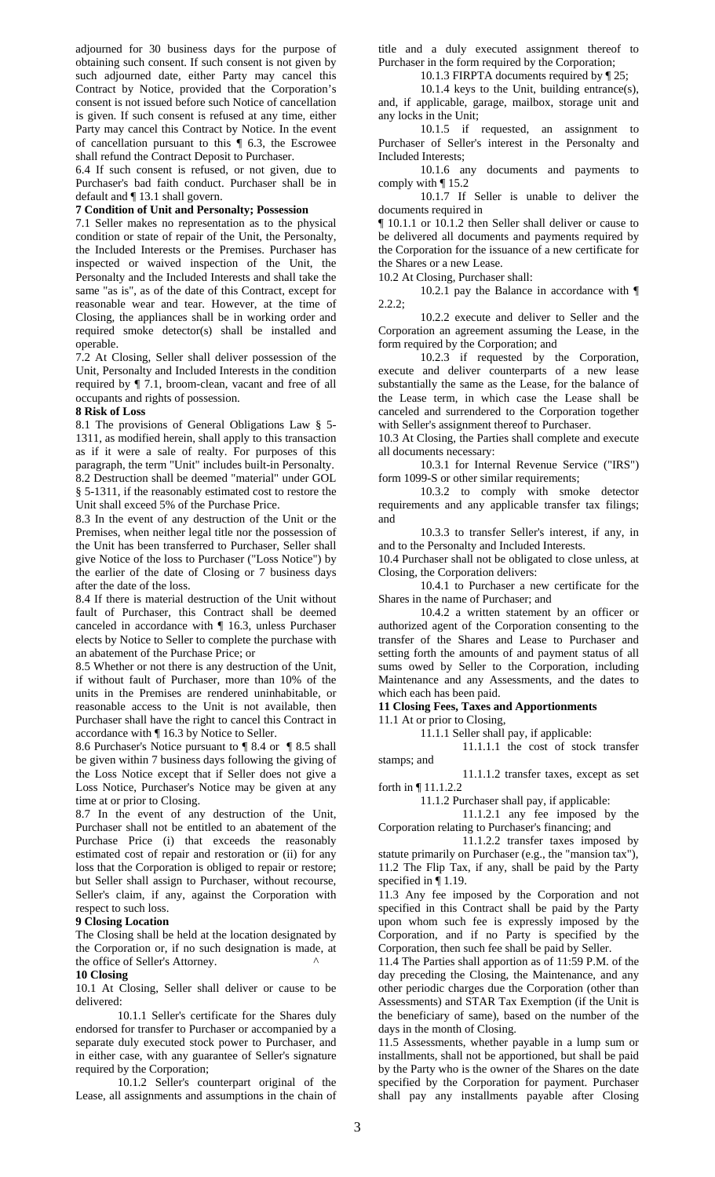adjourned for 30 business days for the purpose of obtaining such consent. If such consent is not given by such adjourned date, either Party may cancel this Contract by Notice, provided that the Corporation's consent is not issued before such Notice of cancellation is given. If such consent is refused at any time, either Party may cancel this Contract by Notice. In the event of cancellation pursuant to this ¶ 6.3, the Escrowee shall refund the Contract Deposit to Purchaser.

6.4 If such consent is refused, or not given, due to Purchaser's bad faith conduct. Purchaser shall be in default and ¶ 13.1 shall govern.

**7 Condition of Unit and Personalty; Possession**

7.1 Seller makes no representation as to the physical condition or state of repair of the Unit, the Personalty, the Included Interests or the Premises. Purchaser has inspected or waived inspection of the Unit, the Personalty and the Included Interests and shall take the same "as is", as of the date of this Contract, except for reasonable wear and tear. However, at the time of Closing, the appliances shall be in working order and required smoke detector(s) shall be installed and operable.

7.2 At Closing, Seller shall deliver possession of the Unit, Personalty and Included Interests in the condition required by ¶ 7.1, broom-clean, vacant and free of all occupants and rights of possession.

**8 Risk of Loss**

8.1 The provisions of General Obligations Law § 5-1311, as modified herein, shall apply to this transaction as if it were a sale of realty. For purposes of this paragraph, the term "Unit" includes built-in Personalty.

8.2 Destruction shall be deemed "material" under GOL § 5-1311, if the reasonably estimated cost to restore the Unit shall exceed 5% of the Purchase Price.

8.3 In the event of any destruction of the Unit or the Premises, when neither legal title nor the possession of the Unit has been transferred to Purchaser, Seller shall give Notice of the loss to Purchaser ("Loss Notice") by the earlier of the date of Closing or 7 business days after the date of the loss.

8.4 If there is material destruction of the Unit without fault of Purchaser, this Contract shall be deemed canceled in accordance with ¶ 16.3, unless Purchaser elects by Notice to Seller to complete the purchase with an abatement of the Purchase Price; or

8.5 Whether or not there is any destruction of the Unit, if without fault of Purchaser, more than 10% of the units in the Premises are rendered uninhabitable, or reasonable access to the Unit is not available, then Purchaser shall have the right to cancel this Contract in accordance with ¶ 16.3 by Notice to Seller.

8.6 Purchaser's Notice pursuant to ¶ 8.4 or ¶ 8.5 shall be given within 7 business days following the giving of the Loss Notice except that if Seller does not give a Loss Notice, Purchaser's Notice may be given at any time at or prior to Closing.

8.7 In the event of any destruction of the Unit, Purchaser shall not be entitled to an abatement of the Purchase Price (i) that exceeds the reasonably estimated cost of repair and restoration or (ii) for any loss that the Corporation is obliged to repair or restore; but Seller shall assign to Purchaser, without recourse, Seller's claim, if any, against the Corporation with respect to such loss.

**9 Closing Location**

The Closing shall be held at the location designated by the Corporation or, if no such designation is made, at the office of Seller's Attorney.

**10 Closing**

10.1 At Closing, Seller shall deliver or cause to be delivered:

10.1.1 Seller's certificate for the Shares duly endorsed for transfer to Purchaser or accompanied by a separate duly executed stock power to Purchaser, and in either case, with any guarantee of Seller's signature required by the Corporation;

10.1.2 Seller's counterpart original of the Lease, all assignments and assumptions in the chain of title and a duly executed assignment thereof to Purchaser in the form required by the Corporation;

10.1.3 FIRPTA documents required by ¶ 25;

10.1.4 keys to the Unit, building entrance(s), and, if applicable, garage, mailbox, storage unit and any locks in the Unit;

10.1.5 if requested, an assignment to Purchaser of Seller's interest in the Personalty and Included Interests;

10.1.6 any documents and payments to comply with ¶ 15.2

10.1.7 If Seller is unable to deliver the documents required in ¶ 10.1.1 or 10.1.2 then Seller shall deliver or cause to be delivered all documents and payments required by the Corporation for the issuance of a new certificate for the Shares or a new Lease.

10.2 At Closing, Purchaser shall:

10.2.1 pay the Balance in accordance with ¶ 2.2.2;

10.2.2 execute and deliver to Seller and the Corporation an agreement assuming the Lease, in the form required by the Corporation; and

10.2.3 if requested by the Corporation, execute and deliver counterparts of a new lease substantially the same as the Lease, for the balance of the Lease term, in which case the Lease shall be canceled and surrendered to the Corporation together with Seller's assignment thereof to Purchaser.

10.3 At Closing, the Parties shall complete and execute all documents necessary:

10.3.1 for Internal Revenue Service ("IRS") form 1099-S or other similar requirements;

10.3.2 to comply with smoke detector requirements and any applicable transfer tax filings; and

10.3.3 to transfer Seller's interest, if any, in and to the Personalty and Included Interests.

10.4 Purchaser shall not be obligated to close unless, at Closing, the Corporation delivers:

10.4.1 to Purchaser a new certificate for the Shares in the name of Purchaser; and

10.4.2 a written statement by an officer or authorized agent of the Corporation consenting to the transfer of the Shares and Lease to Purchaser and setting forth the amounts of and payment status of all sums owed by Seller to the Corporation, including Maintenance and any Assessments, and the dates to which each has been paid.

**11 Closing Fees, Taxes and Apportionments**

11.1 At or prior to Closing,

11.1.1 Seller shall pay, if applicable:

11.1.1.1 the cost of stock transfer stamps; and

11.1.1.2 transfer taxes, except as set forth in ¶ 11.1.2.2

11.1.2 Purchaser shall pay, if applicable:

11.1.2.1 any fee imposed by the Corporation relating to Purchaser's financing; and

11.1.2.2 transfer taxes imposed by statute primarily on Purchaser (e.g., the "mansion tax"),

11.2 The Flip Tax, if any, shall be paid by the Party specified in ¶ 1.19.

11.3 Any fee imposed by the Corporation and not specified in this Contract shall be paid by the Party upon whom such fee is expressly imposed by the Corporation, and if no Party is specified by the Corporation, then such fee shall be paid by Seller.

11.4 The Parties shall apportion as of 11:59 P.M. of the day preceding the Closing, the Maintenance, and any other periodic charges due the Corporation (other than Assessments) and STAR Tax Exemption (if the Unit is the beneficiary of same), based on the number of the days in the month of Closing.

11.5 Assessments, whether payable in a lump sum or installments, shall not be apportioned, but shall be paid by the Party who is the owner of the Shares on the date specified by the Corporation for payment. Purchaser shall pay any installments payable after Closing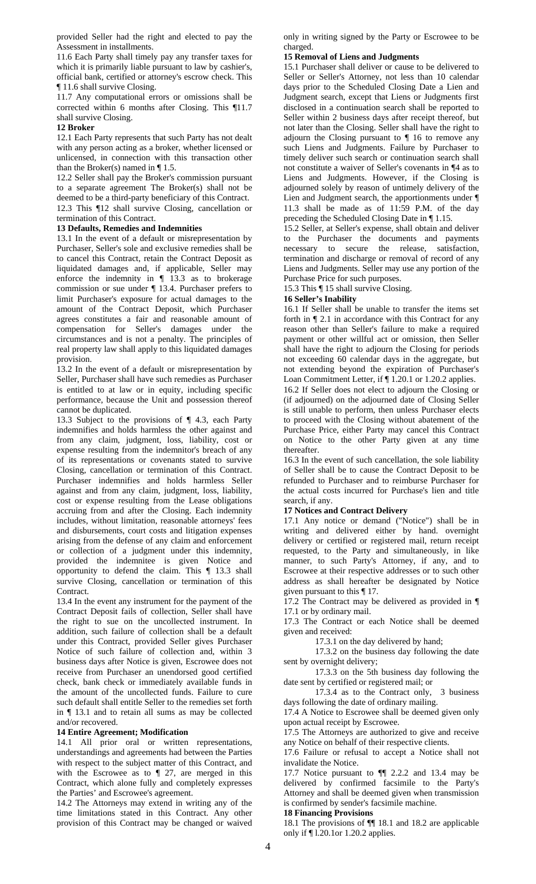provided Seller had the right and elected to pay the Assessment in installments.

11.6 Each Party shall timely pay any transfer taxes for which it is primarily liable pursuant to law by cashier's, official bank, certified or attorney's escrow check. This ¶ 11.6 shall survive Closing.

11.7 Any computational errors or omissions shall be corrected within 6 months after Closing. This ¶11.7 shall survive Closing.

**12 Broker**

12.1 Each Party represents that such Party has not dealt with any person acting as a broker, whether licensed or unlicensed, in connection with this transaction other than the Broker(s) named in ¶ 1.5.

12.2 Seller shall pay the Broker's commission pursuant to a separate agreement The Broker(s) shall not be deemed to be a third-party beneficiary of this Contract.

12.3 This ¶12 shall survive Closing, cancellation or termination of this Contract.

**13 Defaults, Remedies and Indemnities**

13.1 In the event of a default or misrepresentation by Purchaser, Seller's sole and exclusive remedies shall be to cancel this Contract, retain the Contract Deposit as liquidated damages and, if applicable, Seller may enforce the indemnity in ¶ 13.3 as to brokerage commission or sue under ¶ 13.4. Purchaser prefers to limit Purchaser's exposure for actual damages to the amount of the Contract Deposit, which Purchaser agrees constitutes a fair and reasonable amount of compensation for Seller's damages under the circumstances and is not a penalty. The principles of real property law shall apply to this liquidated damages provision.

13.2 In the event of a default or misrepresentation by Seller, Purchaser shall have such remedies as Purchaser is entitled to at law or in equity, including specific performance, because the Unit and possession thereof cannot be duplicated.

13.3 Subject to the provisions of ¶ 4.3, each Party indemnifies and holds harmless the other against and from any claim, judgment, loss, liability, cost or expense resulting from the indemnitor's breach of any of its representations or covenants stated to survive Closing, cancellation or termination of this Contract. Purchaser indemnifies and holds harmless Seller against and from any claim, judgment, loss, liability, cost or expense resulting from the Lease obligations accruing from and after the Closing. Each indemnity includes, without limitation, reasonable attorneys' fees and disbursements, court costs and litigation expenses arising from the defense of any claim and enforcement or collection of a judgment under this indemnity, provided the indemnitee is given Notice and opportunity to defend the claim. This ¶ 13.3 shall survive Closing, cancellation or termination of this Contract.

13.4 In the event any instrument for the payment of the Contract Deposit fails of collection, Seller shall have the right to sue on the uncollected instrument. In addition, such failure of collection shall be a default under this Contract, provided Seller gives Purchaser Notice of such failure of collection and, within 3 business days after Notice is given, Escrowee does not receive from Purchaser an unendorsed good certified check, bank check or immediately available funds in the amount of the uncollected funds. Failure to cure such default shall entitle Seller to the remedies set forth in ¶ 13.1 and to retain all sums as may be collected and/or recovered.

**14 Entire Agreement; Modification**

14.1 All prior oral or written representations, understandings and agreements had between the Parties with respect to the subject matter of this Contract, and with the Escrowee as to ¶ 27, are merged in this Contract, which alone fully and completely expresses the Parties' and Escrowee's agreement.

14.2 The Attorneys may extend in writing any of the time limitations stated in this Contract. Any other provision of this Contract may be changed or waived only in writing signed by the Party or Escrowee to be charged.

**15 Removal of Liens and Judgments**

15.1 Purchaser shall deliver or cause to be delivered to Seller or Seller's Attorney, not less than 10 calendar days prior to the Scheduled Closing Date a Lien and Judgment search, except that Liens or Judgments first disclosed in a continuation search shall be reported to Seller within 2 business days after receipt thereof, but not later than the Closing. Seller shall have the right to adjourn the Closing pursuant to ¶ 16 to remove any such Liens and Judgments. Failure by Purchaser to timely deliver such search or continuation search shall not constitute a waiver of Seller's covenants in ¶4 as to Liens and Judgments. However, if the Closing is adjourned solely by reason of untimely delivery of the Lien and Judgment search, the apportionments under ¶ 11.3 shall be made as of 11:59 P.M. of the day preceding the Scheduled Closing Date in ¶ 1.15.

15.2 Seller, at Seller's expense, shall obtain and deliver to the Purchaser the documents and payments necessary to secure the release, satisfaction, termination and discharge or removal of record of any Liens and Judgments. Seller may use any portion of the Purchase Price for such purposes.

15.3 This ¶ 15 shall survive Closing.

**16 Seller's Inability**

16.1 If Seller shall be unable to transfer the items set forth in ¶ 2.1 in accordance with this Contract for any reason other than Seller's failure to make a required payment or other willful act or omission, then Seller shall have the right to adjourn the Closing for periods not exceeding 60 calendar days in the aggregate, but not extending beyond the expiration of Purchaser's Loan Commitment Letter, if ¶ 1.20.1 or 1.20.2 applies.

16.2 If Seller does not elect to adjourn the Closing or (if adjourned) on the adjourned date of Closing Seller is still unable to perform, then unless Purchaser elects to proceed with the Closing without abatement of the Purchase Price, either Party may cancel this Contract on Notice to the other Party given at any time thereafter.

16.3 In the event of such cancellation, the sole liability of Seller shall be to cause the Contract Deposit to be refunded to Purchaser and to reimburse Purchaser for the actual costs incurred for Purchase's lien and title search, if any.

**17 Notices and Contract Delivery**

17.1 Any notice or demand ("Notice") shall be in writing and delivered either by hand. overnight delivery or certified or registered mail, return receipt requested, to the Party and simultaneously, in like manner, to such Party's Attorney, if any, and to Escrowee at their respective addresses or to such other address as shall hereafter be designated by Notice given pursuant to this ¶ 17.

17.2 The Contract may be delivered as provided in ¶ 17.1 or by ordinary mail.

17.3 The Contract or each Notice shall be deemed given and received:

17.3.1 on the day delivered by hand;

17.3.2 on the business day following the date sent by overnight delivery;

17.3.3 on the 5th business day following the date sent by certified or registered mail; or

17.3.4 as to the Contract only, 3 business days following the date of ordinary mailing.

17.4 A Notice to Escrowee shall be deemed given only upon actual receipt by Escrowee.

17.5 The Attorneys are authorized to give and receive any Notice on behalf of their respective clients.

17.6 Failure or refusal to accept a Notice shall not invalidate the Notice.

17.7 Notice pursuant to ¶¶ 2.2.2 and 13.4 may be delivered by confirmed facsimile to the Party's Attorney and shall be deemed given when transmission is confirmed by sender's facsimile machine.

**18 Financing Provisions**

18.1 The provisions of ¶¶ 18.1 and 18.2 are applicable only if ¶ l.20.1or 1.20.2 applies.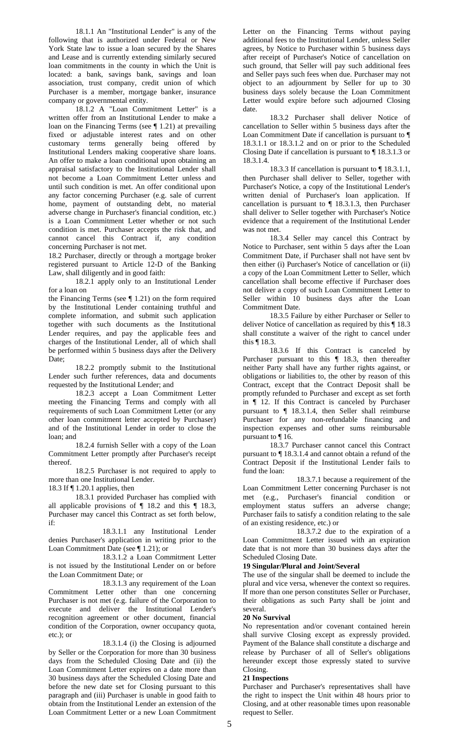18.1.1 An "Institutional Lender" is any of the following that is authorized under Federal or New York State law to issue a loan secured by the Shares and Lease and is currently extending similarly secured loan commitments in the county in which the Unit is located: a bank, savings bank, savings and loan association, trust company, credit union of which Purchaser is a member, mortgage banker, insurance company or governmental entity.

18.1.2 A "Loan Commitment Letter" is a written offer from an Institutional Lender to make a loan on the Financing Terms (see ¶ 1.21) at prevailing fixed or adjustable interest rates and on other customary terms generally being offered by Institutional Lenders making cooperative share loans. An offer to make a loan conditional upon obtaining an appraisal satisfactory to the Institutional Lender shall not become a Loan Commitment Letter unless and until such condition is met. An offer conditional upon any factor concerning Purchaser (e.g. sale of current home, payment of outstanding debt, no material adverse change in Purchaser's financial condition, etc.) is a Loan Commitment Letter whether or not such condition is met. Purchaser accepts the risk that, and cannot cancel this Contract if, any condition concerning Purchaser is not met.

18.2 Purchaser, directly or through a mortgage broker registered pursuant to Article 12-D of the Banking Law, shall diligently and in good faith:

18.2.1 apply only to an Institutional Lender for a loan on the Financing Terms (see ¶ 1.21) on the form required by the Institutional Lender containing truthful and complete information, and submit such application together with such documents as the Institutional Lender requires, and pay the applicable fees and charges of the Institutional Lender, all of which shall be performed within 5 business days after the Delivery Date;

18.2.2 promptly submit to the Institutional Lender such further references, data and documents requested by the Institutional Lender; and

18.2.3 accept a Loan Commitment Letter meeting the Financing Terms and comply with all requirements of such Loan Commitment Letter (or any other loan commitment letter accepted by Purchaser) and of the Institutional Lender in order to close the loan; and

18.2.4 furnish Seller with a copy of the Loan Commitment Letter promptly after Purchaser's receipt thereof.

18.2.5 Purchaser is not required to apply to more than one Institutional Lender.

18.3 If ¶ 1.20.1 applies, then

18.3.1 provided Purchaser has complied with all applicable provisions of ¶ 18.2 and this ¶ 18.3, Purchaser may cancel this Contract as set forth below, if:

18.3.1.1 any Institutional Lender denies Purchaser's application in writing prior to the Loan Commitment Date (see ¶ 1.21); or

18.3.1.2 a Loan Commitment Letter is not issued by the Institutional Lender on or before the Loan Commitment Date; or

18.3.1.3 any requirement of the Loan Commitment Letter other than one concerning Purchaser is not met (e.g. failure of the Corporation to execute and deliver the Institutional Lender's recognition agreement or other document, financial condition of the Corporation, owner occupancy quota, etc.); or

18.3.1.4 (i) the Closing is adjourned by Seller or the Corporation for more than 30 business days from the Scheduled Closing Date and (ii) the Loan Commitment Letter expires on a date more than 30 business days after the Scheduled Closing Date and before the new date set for Closing pursuant to this paragraph and (iii) Purchaser is unable in good faith to obtain from the Institutional Lender an extension of the Loan Commitment Letter or a new Loan Commitment Letter on the Financing Terms without paying additional fees to the Institutional Lender, unless Seller agrees, by Notice to Purchaser within 5 business days after receipt of Purchaser's Notice of cancellation on such ground, that Seller will pay such additional fees and Seller pays such fees when due. Purchaser may not object to an adjournment by Seller for up to 30 business days solely because the Loan Commitment Letter would expire before such adjourned Closing date.

18.3.2 Purchaser shall deliver Notice of cancellation to Seller within 5 business days after the Loan Commitment Date if cancellation is pursuant to ¶ 18.3.1.1 or 18.3.1.2 and on or prior to the Scheduled Closing Date if cancellation is pursuant to ¶ 18.3.1.3 or 18.3.1.4.

18.3.3 If cancellation is pursuant to ¶ 18.3.1.1, then Purchaser shall deliver to Seller, together with Purchaser's Notice, a copy of the Institutional Lender's written denial of Purchaser's loan application. If cancellation is pursuant to ¶ 18.3.1.3, then Purchaser shall deliver to Seller together with Purchaser's Notice evidence that a requirement of the Institutional Lender was not met.

18.3.4 Seller may cancel this Contract by Notice to Purchaser, sent within 5 days after the Loan Commitment Date, if Purchaser shall not have sent bv then either (i) Purchaser's Notice of cancellation or (ii) a copy of the Loan Commitment Letter to Seller, which cancellation shall become effective if Purchaser does not deliver a copy of such Loan Commitment Letter to Seller within 10 business days after the Loan Commitment Date.

18.3.5 Failure by either Purchaser or Seller to deliver Notice of cancellation as required by this ¶ 18.3 shall constitute a waiver of the right to cancel under this ¶ 18.3.

18.3.6 If this Contract is canceled by Purchaser pursuant to this ¶ 18.3, then thereafter neither Party shall have any further rights against, or obligations or liabilities to, the other by reason of this Contract, except that the Contract Deposit shall be promptly refunded to Purchaser and except as set forth in ¶ 12. If this Contract is canceled by Purchaser pursuant to ¶ 18.3.1.4, then Seller shall reimburse Purchaser for any non-refundable financing and inspection expenses and other sums reimbursable pursuant to ¶ 16.

18.3.7 Purchaser cannot cancel this Contract pursuant to ¶ 18.3.1.4 and cannot obtain a refund of the Contract Deposit if the Institutional Lender fails to fund the loan:

18.3.7.1 because a requirement of the Loan Commitment Letter concerning Purchaser is not met (e.g., Purchaser's financial condition or employment status suffers an adverse change; Purchaser fails to satisfy a condition relating to the sale of an existing residence, etc.) or

18.3.7.2 due to the expiration of a Loan Commitment Letter issued with an expiration date that is not more than 30 business days after the Scheduled Closing Date.

**19 Singular/Plural and Joint/Several**

The use of the singular shall be deemed to include the plural and vice versa, whenever the context so requires. If more than one person constitutes Seller or Purchaser, their obligations as such Party shall be joint and several.

**20 No Survival**

No representation and/or covenant contained herein shall survive Closing except as expressly provided. Payment of the Balance shall constitute a discharge and release by Purchaser of all of Seller's obligations hereunder except those expressly stated to survive Closing.

**21 Inspections**

Purchaser and Purchaser's representatives shall have the right to inspect the Unit within 48 hours prior to Closing, and at other reasonable times upon reasonable request to Seller.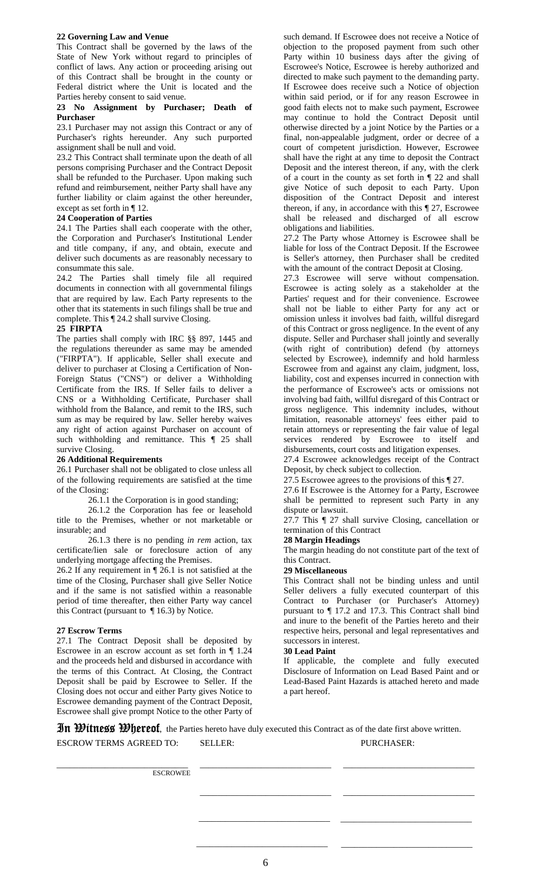**22 Governing Law and Venue**

This Contract shall be governed by the laws of the State of New York without regard to principles of conflict of laws. Any action or proceeding arising out of this Contract shall be brought in the county or Federal district where the Unit is located and the Parties hereby consent to said venue.

**23 No Assignment by Purchaser; Death of Purchaser**

23.1 Purchaser may not assign this Contract or any of Purchaser's rights hereunder. Any such purported assignment shall be null and void.

23.2 This Contract shall terminate upon the death of all persons comprising Purchaser and the Contract Deposit shall be refunded to the Purchaser. Upon making such refund and reimbursement, neither Party shall have any further liability or claim against the other hereunder, except as set forth in ¶ 12.

**24 Cooperation of Parties**

24.1 The Parties shall each cooperate with the other, the Corporation and Purchaser's Institutional Lender and title company, if any, and obtain, execute and deliver such documents as are reasonably necessary to consummate this sale.

24.2 The Parties shall timely file all required documents in connection with all governmental filings that are required by law. Each Party represents to the other that its statements in such filings shall be true and complete. This ¶ 24.2 shall survive Closing.

**25 FIRPTA**

The parties shall comply with IRC §§ 897, 1445 and the regulations thereunder as same may be amended ("FIRPTA"). If applicable, Seller shall execute and deliver to purchaser at Closing a Certification of Non-Foreign Status ("CNS") or deliver a Withholding Certificate from the IRS. If Seller fails to deliver a CNS or a Withholding Certificate, Purchaser shall withhold from the Balance, and remit to the IRS, such sum as may be required by law. Seller hereby waives any right of action against Purchaser on account of such withholding and remittance. This ¶ 25 shall survive Closing.

**26 Additional Requirements**

26.1 Purchaser shall not be obligated to close unless all of the following requirements are satisfied at the time of the Closing:

26.1.1 the Corporation is in good standing;

26.1.2 the Corporation has fee or leasehold title to the Premises, whether or not marketable or insurable; and

26.1.3 there is no pending *in rem* action, tax certificate/lien sale or foreclosure action of any underlying mortgage affecting the Premises.

26.2 If any requirement in ¶ 26.1 is not satisfied at the time of the Closing, Purchaser shall give Seller Notice and if the same is not satisfied within a reasonable period of time thereafter, then either Party way cancel this Contract (pursuant to ¶ 16.3) by Notice.

**27 Escrow Terms**

27.1 The Contract Deposit shall be deposited by Escrowee in an escrow account as set forth in ¶ 1.24 and the proceeds held and disbursed in accordance with the terms of this Contract. At Closing, the Contract Deposit shall be paid by Escrowee to Seller. If the Closing does not occur and either Party gives Notice to Escrowee demanding payment of the Contract Deposit, Escrowee shall give prompt Notice to the other Party of such demand. If Escrowee does not receive a Notice of objection to the proposed payment from such other Party within 10 business days after the giving of Escrowee's Notice, Escrowee is hereby authorized and directed to make such payment to the demanding party. If Escrowee does receive such a Notice of objection within said period, or if for any reason Escrowee in good faith elects not to make such payment, Escrowee may continue to hold the Contract Deposit until otherwise directed by a joint Notice by the Parties or a final, non-appealable judgment, order or decree of a court of competent jurisdiction. However, Escrowee shall have the right at any time to deposit the Contract Deposit and the interest thereon, if any, with the clerk of a court in the county as set forth in ¶ 22 and shall give Notice of such deposit to each Party. Upon disposition of the Contract Deposit and interest thereon, if any, in accordance with this ¶ 27, Escrowee shall be released and discharged of all escrow obligations and liabilities.

27.2 The Party whose Attorney is Escrowee shall be liable for loss of the Contract Deposit. If the Escrowee is Seller's attorney, then Purchaser shall be credited with the amount of the contract Deposit at Closing.

27.3 Escrowee will serve without compensation. Escrowee is acting solely as a stakeholder at the Parties' request and for their convenience. Escrowee shall not be liable to either Party for any act or omission unless it involves bad faith, willful disregard of this Contract or gross negligence. In the event of any dispute. Seller and Purchaser shall jointly and severally (with right of contribution) defend (by attorneys selected by Escrowee), indemnify and hold harmless Escrowee from and against any claim, judgment, loss, liability, cost and expenses incurred in connection with the performance of Escrowee's acts or omissions not involving bad faith, willful disregard of this Contract or gross negligence. This indemnity includes, without limitation, reasonable attorneys' fees either paid to retain attorneys or representing the fair value of legal services rendered by Escrowee to itself and disbursements, court costs and litigation expenses.

27.4 Escrowee acknowledges receipt of the Contract Deposit, by check subject to collection.

27.5 Escrowee agrees to the provisions of this ¶ 27.

27.6 If Escrowee is the Attorney for a Party, Escrowee shall be permitted to represent such Party in any dispute or lawsuit.

27.7 This ¶ 27 shall survive Closing, cancellation or termination of this Contract

**28 Margin Headings**

The margin heading do not constitute part of the text of this Contract.

**29 Miscellaneous**

This Contract shall not be binding unless and until Seller delivers a fully executed counterpart of this Contract to Purchaser (or Purchaser's Attorney) pursuant to ¶ 17.2 and 17.3. This Contract shall bind and inure to the benefit of the Parties hereto and their respective heirs, personal and legal representatives and successors in interest.

**30 Lead Paint**

If applicable, the complete and fully executed Disclosure of Information on Lead Based Paint and or Lead-Based Paint Hazards is attached hereto and made a part hereof.

**In Witness Whereof**, the Parties hereto have duly executed this Contract as of the date first above written.

ESCROW TERMS AGREED TO: SELLER: PURCHASER:

\_\_\_\_\_\_\_\_\_\_\_\_\_\_\_\_\_\_\_\_\_\_\_\_\_\_\_\_ \_\_\_\_\_\_\_\_\_\_\_\_\_\_\_\_\_\_\_\_\_\_\_\_\_\_\_\_ \_\_\_\_\_\_\_\_\_\_\_\_\_\_\_\_\_\_\_\_\_\_\_\_\_\_\_\_

ESCROWEE

\_\_\_\_\_\_\_\_\_\_\_\_\_\_\_\_\_\_\_\_\_\_\_\_\_\_\_\_ \_\_\_\_\_\_\_\_\_\_\_\_\_\_\_\_\_\_\_\_\_\_\_\_\_\_\_\_

\_\_\_\_\_\_\_\_\_\_\_\_\_\_\_\_\_\_\_\_\_\_\_\_\_\_\_\_ \_\_\_\_\_\_\_\_\_\_\_\_\_\_\_\_\_\_\_\_\_\_\_\_\_\_\_\_

\_\_\_\_\_\_\_\_\_\_\_\_\_\_\_\_\_\_\_\_\_\_\_\_\_\_\_\_ \_\_\_\_\_\_\_\_\_\_\_\_\_\_\_\_\_\_\_\_\_\_\_\_\_\_\_\_